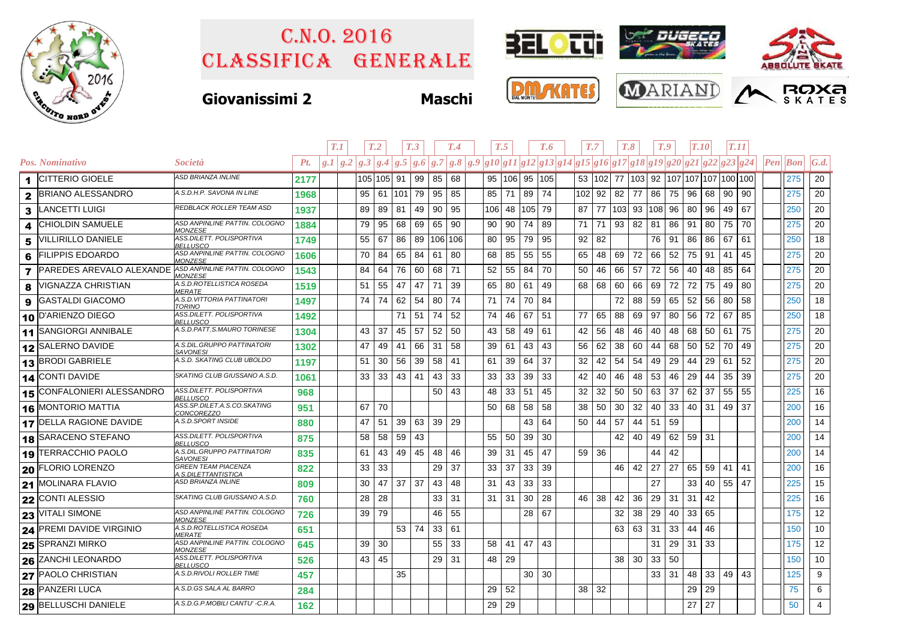# C.N.O. 2016
# Classifica Generale

**Giovanissimi 2** **Maschi**

| | | | | T.1 | | T.2 | | T.3 | | T.4 | | | T.5 | | T.6 | | | T.7 | | T.8 | | T.9 | | T.10 | | T.11 | | | | |
|---|---|---|---|---|---|---|---|---|---|---|---|---|---|---|---|---|---|---|---|---|---|---|---|---|---|---|---|---|---|---|
| *Pos.* | *Nominativo* | *Società* | *Pt.* | *g.1* | *g.2* | *g.3* | *g.4* | *g.5* | *g.6* | *g.7* | *g.8* | *g.9* | *g10* | *g11* | *g12* | *g13* | *g14* | *g15* | *g16* | *g17* | *g18* | *g19* | *g20* | *g21* | *g22* | *g23* | *g24* | *Pen* | *Bon* | *G.d.* |
| 1 | CITTERIO GIOELE | ASD BRIANZA INLINE | 2177 | | | 105 | 105 | 91 | 99 | 85 | 68 | | 95 | 106 | 95 | 105 | | 53 | 102 | 77 | 103 | 92 | 107 | 107 | 107 | 100 | 100 | | 275 | 20 |
| 2 | BRIANO ALESSANDRO | A.S.D.H.P. SAVONA IN LINE | 1968 | | | 95 | 61 | 101 | 79 | 95 | 85 | | 85 | 71 | 89 | 74 | | 102 | 92 | 82 | 77 | 86 | 75 | 96 | 68 | 90 | 90 | | 275 | 20 |
| 3 | LANCETTI LUIGI | REDBLACK ROLLER TEAM ASD | 1937 | | | 89 | 89 | 81 | 49 | 90 | 95 | | 106 | 48 | 105 | 79 | | 87 | 77 | 103 | 93 | 108 | 96 | 80 | 96 | 49 | 67 | | 250 | 20 |
| 4 | CHIOLDIN SAMUELE | ASD ANPINLINE PATTIN. COLOGNO MONZESE | 1884 | | | 79 | 95 | 68 | 69 | 65 | 90 | | 90 | 90 | 74 | 89 | | 71 | 71 | 93 | 82 | 81 | 86 | 91 | 80 | 75 | 70 | | 275 | 20 |
| 5 | VILLIRILLO DANIELE | ASS.DILETT. POLISPORTIVA BELLUSCO | 1749 | | | 55 | 67 | 86 | 89 | 106 | 106 | | 80 | 95 | 79 | 95 | | 92 | 82 | | | 76 | 91 | 86 | 86 | 67 | 61 | | 250 | 18 |
| 6 | FILIPPIS EDOARDO | ASD ANPINLINE PATTIN. COLOGNO MONZESE | 1606 | | | 70 | 84 | 65 | 84 | 61 | 80 | | 68 | 85 | 55 | 55 | | 65 | 48 | 69 | 72 | 66 | 52 | 75 | 91 | 41 | 45 | | 275 | 20 |
| 7 | PAREDES AREVALO ALEXANDE | ASD ANPINLINE PATTIN. COLOGNO MONZESE | 1543 | | | 84 | 64 | 76 | 60 | 68 | 71 | | 52 | 55 | 84 | 70 | | 50 | 46 | 66 | 57 | 72 | 56 | 40 | 48 | 85 | 64 | | 275 | 20 |
| 8 | VIGNAZZA CHRISTIAN | A.S.D.ROTELLISTICA ROSEDA MERATE | 1519 | | | 51 | 55 | 47 | 47 | 71 | 39 | | 65 | 80 | 61 | 49 | | 68 | 68 | 60 | 66 | 69 | 72 | 72 | 75 | 49 | 80 | | 275 | 20 |
| 9 | GASTALDI GIACOMO | A.S.D.VITTORIA PATTINATORI TORINO | 1497 | | | 74 | 74 | 62 | 54 | 80 | 74 | | 71 | 74 | 70 | 84 | | | | 72 | 88 | 59 | 65 | 52 | 56 | 80 | 58 | | 250 | 18 |
| 10 | D'ARIENZO DIEGO | ASS.DILETT. POLISPORTIVA BELLUSCO | 1492 | | | | | 71 | 51 | 74 | 52 | | 74 | 46 | 67 | 51 | | 77 | 65 | 88 | 69 | 97 | 80 | 56 | 72 | 67 | 85 | | 250 | 18 |
| 11 | SANGIORGI ANNIBALE | A.S.D.PATT.S.MAURO TORINESE | 1304 | | | 43 | 37 | 45 | 57 | 52 | 50 | | 43 | 58 | 49 | 61 | | 42 | 56 | 48 | 46 | 40 | 48 | 68 | 50 | 61 | 75 | | 275 | 20 |
| 12 | SALERNO DAVIDE | A.S.DIL.GRUPPO PATTINATORI SAVONESI | 1302 | | | 47 | 49 | 41 | 66 | 31 | 58 | | 39 | 61 | 43 | 43 | | 56 | 62 | 38 | 60 | 44 | 68 | 50 | 52 | 70 | 49 | | 275 | 20 |
| 13 | BRODI GABRIELE | A.S.D. SKATING CLUB UBOLDO | 1197 | | | 51 | 30 | 56 | 39 | 58 | 41 | | 61 | 39 | 64 | 37 | | 32 | 42 | 54 | 54 | 49 | 29 | 44 | 29 | 61 | 52 | | 275 | 20 |
| 14 | CONTI DAVIDE | SKATING CLUB GIUSSANO A.S.D. | 1061 | | | 33 | 33 | 43 | 41 | 43 | 33 | | 33 | 33 | 39 | 33 | | 42 | 40 | 46 | 48 | 53 | 46 | 29 | 44 | 35 | 39 | | 275 | 20 |
| 15 | CONFALONIERI ALESSANDRO | ASS.DILETT. POLISPORTIVA BELLUSCO | 968 | | | | | | | 50 | 43 | | 48 | 33 | 51 | 45 | | 32 | 32 | 50 | 50 | 63 | 37 | 62 | 37 | 55 | 55 | | 225 | 16 |
| 16 | MONTORIO MATTIA | ASS.SP.DILET.A.S.CO.SKATING CONCOREZZO | 951 | | | 67 | 70 | | | | | | 50 | 68 | 58 | 58 | | 38 | 50 | 30 | 32 | 40 | 33 | 40 | 31 | 49 | 37 | | 200 | 16 |
| 17 | DELLA RAGIONE DAVIDE | A.S.D.SPORT INSIDE | 880 | | | 47 | 51 | 39 | 63 | 39 | 29 | | | | 43 | 64 | | 50 | 44 | 57 | 44 | 51 | 59 | | | | | | 200 | 14 |
| 18 | SARACENO STEFANO | ASS.DILETT. POLISPORTIVA BELLUSCO | 875 | | | 58 | 58 | 59 | 43 | | | | 55 | 50 | 39 | 30 | | | | 42 | 40 | 49 | 62 | 59 | 31 | | | | 200 | 14 |
| 19 | TERRACCHIO PAOLO | A.S.DIL.GRUPPO PATTINATORI SAVONESI | 835 | | | 61 | 43 | 49 | 45 | 48 | 46 | | 39 | 31 | 45 | 47 | | 59 | 36 | | | 44 | 42 | | | | | | 200 | 14 |
| 20 | FLORIO LORENZO | GREEN TEAM PIACENZA A.S.DILETTANTISTICA | 822 | | | 33 | 33 | | | 29 | 37 | | 33 | 37 | 33 | 39 | | | | 46 | 42 | 27 | 27 | 65 | 59 | 41 | 41 | | 200 | 16 |
| 21 | MOLINARA FLAVIO | ASD BRIANZA INLINE | 809 | | | 30 | 47 | 37 | 37 | 43 | 48 | | 31 | 43 | 33 | 33 | | | | | | 27 | | 33 | 40 | 55 | 47 | | 225 | 15 |
| 22 | CONTI ALESSIO | SKATING CLUB GIUSSANO A.S.D. | 760 | | | 28 | 28 | | | 33 | 31 | | 31 | 31 | 30 | 28 | | 46 | 38 | 42 | 36 | 29 | 31 | 31 | 42 | | | | 225 | 16 |
| 23 | VITALI SIMONE | ASD ANPINLINE PATTIN. COLOGNO MONZESE | 726 | | | 39 | 79 | | | 46 | 55 | | | | 28 | 67 | | | | 32 | 38 | 29 | 40 | 33 | 65 | | | | 175 | 12 |
| 24 | PREMI DAVIDE VIRGINIO | A.S.D.ROTELLISTICA ROSEDA MERATE | 651 | | | | | 53 | 74 | 33 | 61 | | | | | | | | | 63 | 63 | 31 | 33 | 44 | 46 | | | | 150 | 10 |
| 25 | SPRANZI MIRKO | ASD ANPINLINE PATTIN. COLOGNO MONZESE | 645 | | | 39 | 30 | | | 55 | 33 | | 58 | 41 | 47 | 43 | | | | | | 31 | 29 | 31 | 33 | | | | 175 | 12 |
| 26 | ZANCHI LEONARDO | ASS.DILETT. POLISPORTIVA BELLUSCO | 526 | | | 43 | 45 | | | 29 | 31 | | 48 | 29 | | | | | | 38 | 30 | 33 | 50 | | | | | | 150 | 10 |
| 27 | PAOLO CHRISTIAN | A.S.D.RIVOLI ROLLER TIME | 457 | | | | | 35 | | | | | | | 30 | 30 | | | | | | 33 | 31 | 48 | 33 | 49 | 43 | | 125 | 9 |
| 28 | PANZERI LUCA | A.S.D.GS SALA AL BARRO | 284 | | | | | | | | | | 29 | 52 | | | | 38 | 32 | | | | | 29 | 29 | | | | 75 | 6 |
| 29 | BELLUSCHI DANIELE | A.S.D.G.P.MOBILI CANTU' -C.R.A. | 162 | | | | | | | | | | 29 | 29 | | | | | | | | | | 27 | 27 | | | | 50 | 4 |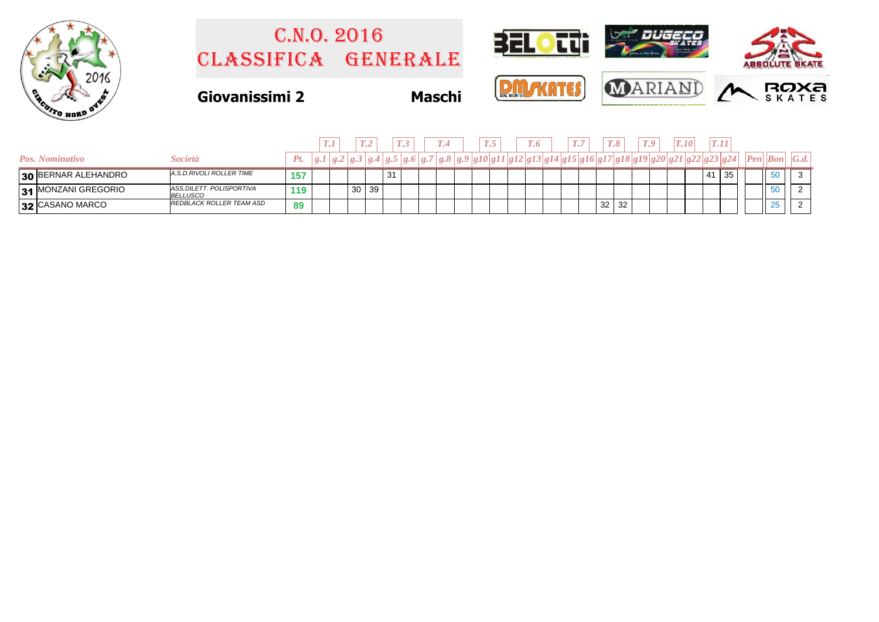# C.N.O. 2016
# CLASSIFICA GENERALE

**Giovanissimi 2** **Maschi**

| | | | | T.1 | | T.2 | | T.3 | | T.4 | | | T.5 | | T.6 | | | T.7 | | T.8 | | T.9 | | T.10 | | T.11 | | | | |
|---|---|---|---|---|---|---|---|---|---|---|---|---|---|---|---|---|---|---|---|---|---|---|---|---|---|---|---|---|---|---|
| *Pos.* | *Nominativo* | *Società* | *Pt.* | *g.1* | *g.2* | *g.3* | *g.4* | *g.5* | *g.6* | *g.7* | *g.8* | *g.9* | *g10* | *g11* | *g12* | *g13* | *g14* | *g15* | *g16* | *g17* | *g18* | *g19* | *g20* | *g21* | *g22* | *g23* | *g24* | *Pen* | *Bon* | *G.d.* |
| 30 | BERNAR ALEHANDRO | A.S.D.RIVOLI ROLLER TIME | 157 | | | | | 31 | | | | | | | | | | | | | | | | | | 41 | 35 | | 50 | 3 |
| 31 | MONZANI GREGORIO | ASS.DILETT. POLISPORTIVA BELLUSCO | 119 | | | 30 | 39 | | | | | | | | | | | | | | | | | | | | | | 50 | 2 |
| 32 | CASANO MARCO | REDBLACK ROLLER TEAM ASD | 89 | | | | | | | | | | | | | | | | | 32 | 32 | | | | | | | | 25 | 2 |